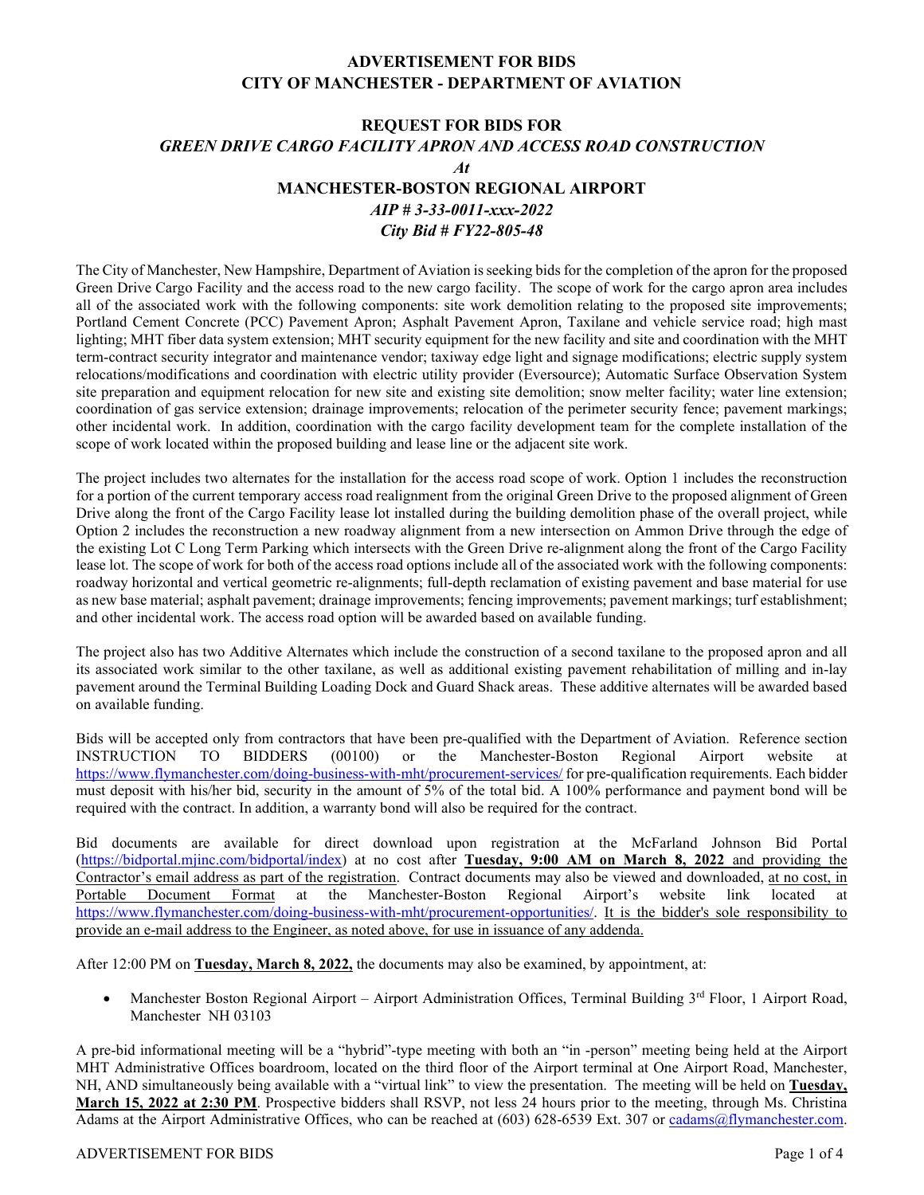**ADVERTISEMENT FOR BIDS**
**CITY OF MANCHESTER - DEPARTMENT OF AVIATION**

**REQUEST FOR BIDS FOR**
***GREEN DRIVE CARGO FACILITY APRON AND ACCESS ROAD CONSTRUCTION***
***At***
**MANCHESTER-BOSTON REGIONAL AIRPORT**
***AIP # 3-33-0011-xxx-2022***
***City Bid # FY22-805-48***

The City of Manchester, New Hampshire, Department of Aviation is seeking bids for the completion of the apron for the proposed Green Drive Cargo Facility and the access road to the new cargo facility. The scope of work for the cargo apron area includes all of the associated work with the following components: site work demolition relating to the proposed site improvements; Portland Cement Concrete (PCC) Pavement Apron; Asphalt Pavement Apron, Taxilane and vehicle service road; high mast lighting; MHT fiber data system extension; MHT security equipment for the new facility and site and coordination with the MHT term-contract security integrator and maintenance vendor; taxiway edge light and signage modifications; electric supply system relocations/modifications and coordination with electric utility provider (Eversource); Automatic Surface Observation System site preparation and equipment relocation for new site and existing site demolition; snow melter facility; water line extension; coordination of gas service extension; drainage improvements; relocation of the perimeter security fence; pavement markings; other incidental work. In addition, coordination with the cargo facility development team for the complete installation of the scope of work located within the proposed building and lease line or the adjacent site work.

The project includes two alternates for the installation for the access road scope of work. Option 1 includes the reconstruction for a portion of the current temporary access road realignment from the original Green Drive to the proposed alignment of Green Drive along the front of the Cargo Facility lease lot installed during the building demolition phase of the overall project, while Option 2 includes the reconstruction a new roadway alignment from a new intersection on Ammon Drive through the edge of the existing Lot C Long Term Parking which intersects with the Green Drive re-alignment along the front of the Cargo Facility lease lot. The scope of work for both of the access road options include all of the associated work with the following components: roadway horizontal and vertical geometric re-alignments; full-depth reclamation of existing pavement and base material for use as new base material; asphalt pavement; drainage improvements; fencing improvements; pavement markings; turf establishment; and other incidental work. The access road option will be awarded based on available funding.

The project also has two Additive Alternates which include the construction of a second taxilane to the proposed apron and all its associated work similar to the other taxilane, as well as additional existing pavement rehabilitation of milling and in-lay pavement around the Terminal Building Loading Dock and Guard Shack areas. These additive alternates will be awarded based on available funding.

Bids will be accepted only from contractors that have been pre-qualified with the Department of Aviation. Reference section INSTRUCTION TO BIDDERS (00100) or the Manchester-Boston Regional Airport website at https://www.flymanchester.com/doing-business-with-mht/procurement-services/ for pre-qualification requirements. Each bidder must deposit with his/her bid, security in the amount of 5% of the total bid. A 100% performance and payment bond will be required with the contract. In addition, a warranty bond will also be required for the contract.

Bid documents are available for direct download upon registration at the McFarland Johnson Bid Portal (https://bidportal.mjinc.com/bidportal/index) at no cost after **Tuesday, 9:00 AM on March 8, 2022** and providing the Contractor's email address as part of the registration. Contract documents may also be viewed and downloaded, at no cost, in Portable Document Format at the Manchester-Boston Regional Airport's website link located at https://www.flymanchester.com/doing-business-with-mht/procurement-opportunities/. It is the bidder's sole responsibility to provide an e-mail address to the Engineer, as noted above, for use in issuance of any addenda.

After 12:00 PM on **Tuesday, March 8, 2022,** the documents may also be examined, by appointment, at:

- Manchester Boston Regional Airport – Airport Administration Offices, Terminal Building 3rd Floor, 1 Airport Road, Manchester NH 03103

A pre-bid informational meeting will be a "hybrid"-type meeting with both an "in -person" meeting being held at the Airport MHT Administrative Offices boardroom, located on the third floor of the Airport terminal at One Airport Road, Manchester, NH, AND simultaneously being available with a "virtual link" to view the presentation. The meeting will be held on **Tuesday, March 15, 2022 at 2:30 PM**. Prospective bidders shall RSVP, not less 24 hours prior to the meeting, through Ms. Christina Adams at the Airport Administrative Offices, who can be reached at (603) 628-6539 Ext. 307 or cadams@flymanchester.com.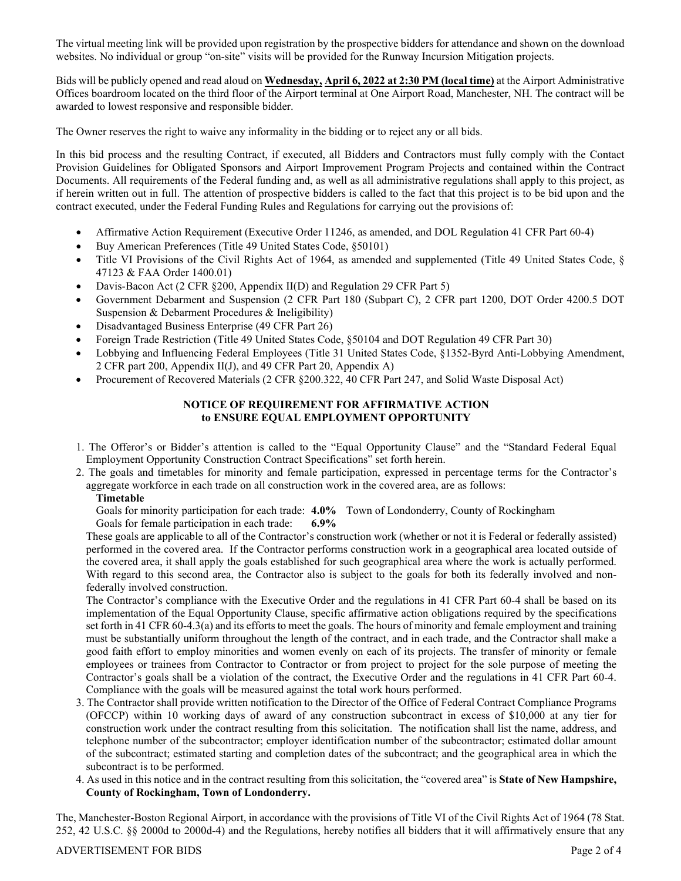The virtual meeting link will be provided upon registration by the prospective bidders for attendance and shown on the download websites. No individual or group "on-site" visits will be provided for the Runway Incursion Mitigation projects.

Bids will be publicly opened and read aloud on **Wednesday, April 6, 2022 at 2:30 PM (local time)** at the Airport Administrative Offices boardroom located on the third floor of the Airport terminal at One Airport Road, Manchester, NH. The contract will be awarded to lowest responsive and responsible bidder.

The Owner reserves the right to waive any informality in the bidding or to reject any or all bids.

In this bid process and the resulting Contract, if executed, all Bidders and Contractors must fully comply with the Contact Provision Guidelines for Obligated Sponsors and Airport Improvement Program Projects and contained within the Contract Documents. All requirements of the Federal funding and, as well as all administrative regulations shall apply to this project, as if herein written out in full. The attention of prospective bidders is called to the fact that this project is to be bid upon and the contract executed, under the Federal Funding Rules and Regulations for carrying out the provisions of:

- Affirmative Action Requirement (Executive Order 11246, as amended, and DOL Regulation 41 CFR Part 60-4)
- Buy American Preferences (Title 49 United States Code, §50101)
- Title VI Provisions of the Civil Rights Act of 1964, as amended and supplemented (Title 49 United States Code, § 47123 & FAA Order 1400.01)
- Davis-Bacon Act (2 CFR §200, Appendix II(D) and Regulation 29 CFR Part 5)
- Government Debarment and Suspension (2 CFR Part 180 (Subpart C), 2 CFR part 1200, DOT Order 4200.5 DOT Suspension & Debarment Procedures & Ineligibility)
- Disadvantaged Business Enterprise (49 CFR Part 26)
- Foreign Trade Restriction (Title 49 United States Code, §50104 and DOT Regulation 49 CFR Part 30)
- Lobbying and Influencing Federal Employees (Title 31 United States Code, §1352-Byrd Anti-Lobbying Amendment, 2 CFR part 200, Appendix II(J), and 49 CFR Part 20, Appendix A)
- Procurement of Recovered Materials (2 CFR §200.322, 40 CFR Part 247, and Solid Waste Disposal Act)

## NOTICE OF REQUIREMENT FOR AFFIRMATIVE ACTION to ENSURE EQUAL EMPLOYMENT OPPORTUNITY

1. The Offeror's or Bidder's attention is called to the "Equal Opportunity Clause" and the "Standard Federal Equal Employment Opportunity Construction Contract Specifications" set forth herein.
2. The goals and timetables for minority and female participation, expressed in percentage terms for the Contractor's aggregate workforce in each trade on all construction work in the covered area, are as follows:

   **Timetable**

   Goals for minority participation for each trade: **4.0%** Town of Londonderry, County of Rockingham

   Goals for female participation in each trade: **6.9%**

   These goals are applicable to all of the Contractor's construction work (whether or not it is Federal or federally assisted) performed in the covered area. If the Contractor performs construction work in a geographical area located outside of the covered area, it shall apply the goals established for such geographical area where the work is actually performed. With regard to this second area, the Contractor also is subject to the goals for both its federally involved and non-federally involved construction.

   The Contractor's compliance with the Executive Order and the regulations in 41 CFR Part 60-4 shall be based on its implementation of the Equal Opportunity Clause, specific affirmative action obligations required by the specifications set forth in 41 CFR 60-4.3(a) and its efforts to meet the goals. The hours of minority and female employment and training must be substantially uniform throughout the length of the contract, and in each trade, and the Contractor shall make a good faith effort to employ minorities and women evenly on each of its projects. The transfer of minority or female employees or trainees from Contractor to Contractor or from project to project for the sole purpose of meeting the Contractor's goals shall be a violation of the contract, the Executive Order and the regulations in 41 CFR Part 60-4. Compliance with the goals will be measured against the total work hours performed.
3. The Contractor shall provide written notification to the Director of the Office of Federal Contract Compliance Programs (OFCCP) within 10 working days of award of any construction subcontract in excess of $10,000 at any tier for construction work under the contract resulting from this solicitation. The notification shall list the name, address, and telephone number of the subcontractor; employer identification number of the subcontractor; estimated dollar amount of the subcontract; estimated starting and completion dates of the subcontract; and the geographical area in which the subcontract is to be performed.
4. As used in this notice and in the contract resulting from this solicitation, the "covered area" is **State of New Hampshire, County of Rockingham, Town of Londonderry.**

The, Manchester-Boston Regional Airport, in accordance with the provisions of Title VI of the Civil Rights Act of 1964 (78 Stat. 252, 42 U.S.C. §§ 2000d to 2000d-4) and the Regulations, hereby notifies all bidders that it will affirmatively ensure that any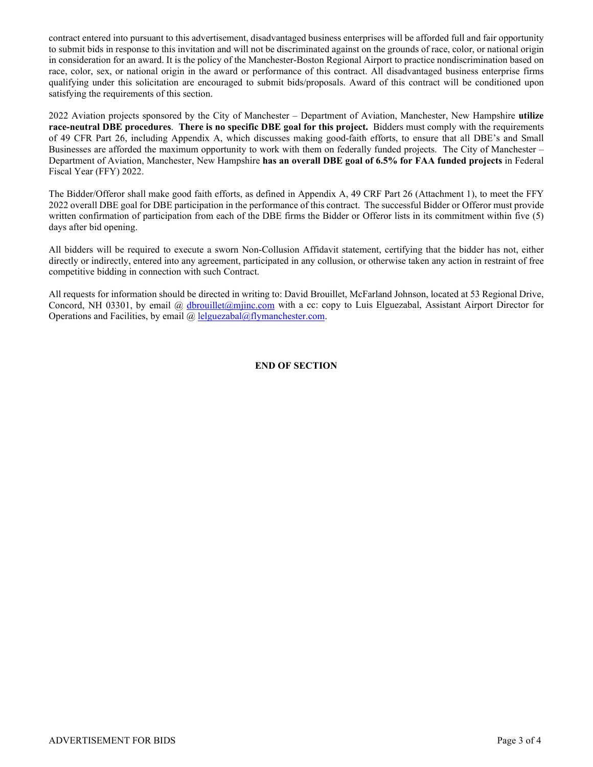contract entered into pursuant to this advertisement, disadvantaged business enterprises will be afforded full and fair opportunity to submit bids in response to this invitation and will not be discriminated against on the grounds of race, color, or national origin in consideration for an award. It is the policy of the Manchester-Boston Regional Airport to practice nondiscrimination based on race, color, sex, or national origin in the award or performance of this contract. All disadvantaged business enterprise firms qualifying under this solicitation are encouraged to submit bids/proposals. Award of this contract will be conditioned upon satisfying the requirements of this section.

2022 Aviation projects sponsored by the City of Manchester – Department of Aviation, Manchester, New Hampshire **utilize race-neutral DBE procedures**. **There is no specific DBE goal for this project.** Bidders must comply with the requirements of 49 CFR Part 26, including Appendix A, which discusses making good-faith efforts, to ensure that all DBE's and Small Businesses are afforded the maximum opportunity to work with them on federally funded projects. The City of Manchester – Department of Aviation, Manchester, New Hampshire **has an overall DBE goal of 6.5% for FAA funded projects** in Federal Fiscal Year (FFY) 2022.

The Bidder/Offeror shall make good faith efforts, as defined in Appendix A, 49 CRF Part 26 (Attachment 1), to meet the FFY 2022 overall DBE goal for DBE participation in the performance of this contract. The successful Bidder or Offeror must provide written confirmation of participation from each of the DBE firms the Bidder or Offeror lists in its commitment within five (5) days after bid opening.

All bidders will be required to execute a sworn Non-Collusion Affidavit statement, certifying that the bidder has not, either directly or indirectly, entered into any agreement, participated in any collusion, or otherwise taken any action in restraint of free competitive bidding in connection with such Contract.

All requests for information should be directed in writing to: David Brouillet, McFarland Johnson, located at 53 Regional Drive, Concord, NH 03301, by email @ dbrouillet@mjinc.com with a cc: copy to Luis Elguezabal, Assistant Airport Director for Operations and Facilities, by email @ lelguezabal@flymanchester.com.

**END OF SECTION**